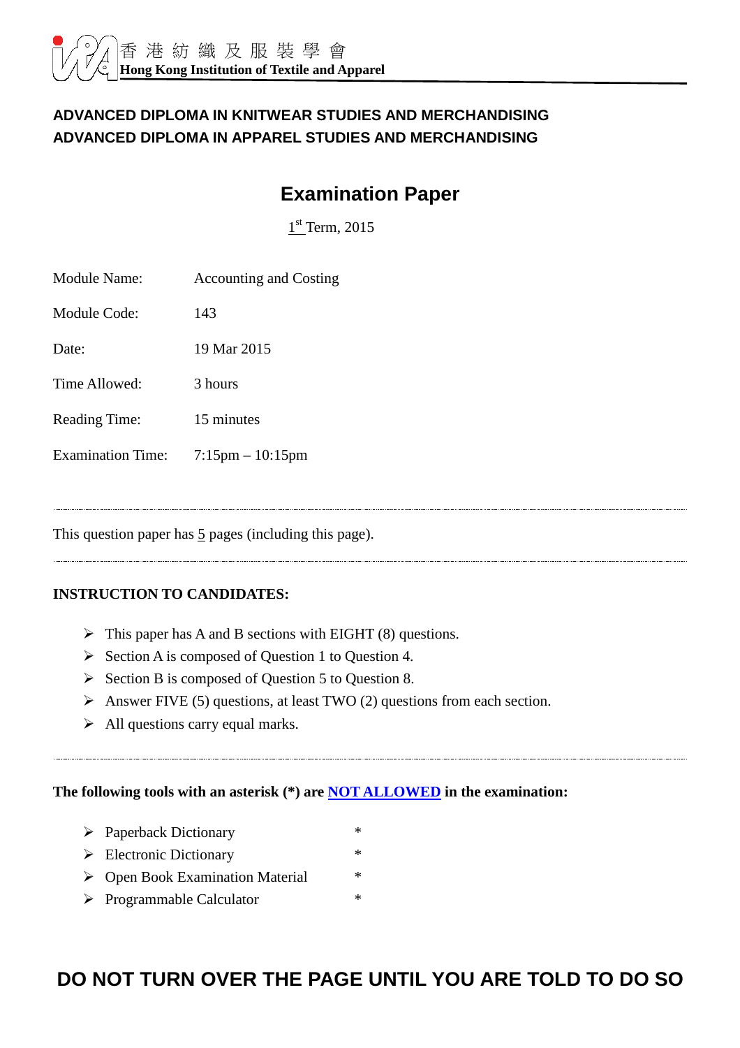香 港 紡 織 及 服 裝 學 會
**Hong Kong Institution of Textile and Apparel**

**ADVANCED DIPLOMA IN KNITWEAR STUDIES AND MERCHANDISING**
**ADVANCED DIPLOMA IN APPAREL STUDIES AND MERCHANDISING**

# Examination Paper

1st Term, 2015

| | |
|---|---|
| Module Name: | Accounting and Costing |
| Module Code: | 143 |
| Date: | 19 Mar 2015 |
| Time Allowed: | 3 hours |
| Reading Time: | 15 minutes |
| Examination Time: | 7:15pm – 10:15pm |

---

This question paper has 5 pages (including this page).

---

**INSTRUCTION TO CANDIDATES:**

- This paper has A and B sections with EIGHT (8) questions.
- Section A is composed of Question 1 to Question 4.
- Section B is composed of Question 5 to Question 8.
- Answer FIVE (5) questions, at least TWO (2) questions from each section.
- All questions carry equal marks.

---

**The following tools with an asterisk (*) are NOT ALLOWED in the examination:**

- Paperback Dictionary *
- Electronic Dictionary *
- Open Book Examination Material *
- Programmable Calculator *

## DO NOT TURN OVER THE PAGE UNTIL YOU ARE TOLD TO DO SO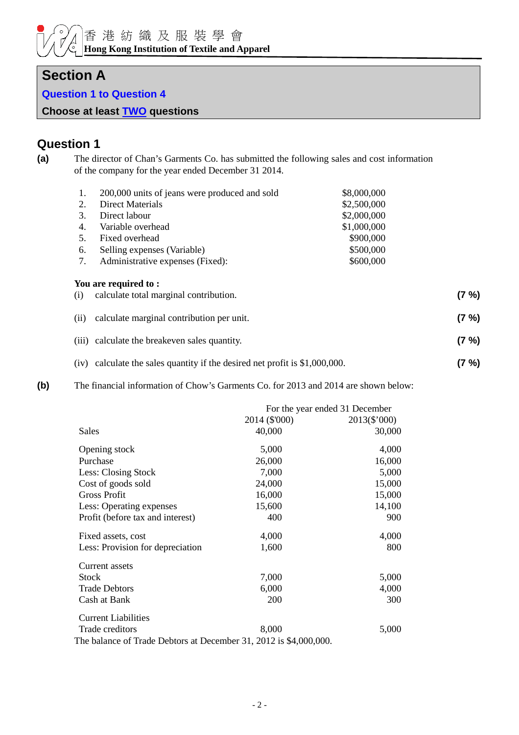## Section A

**Question 1 to Question 4**

**Choose at least TWO questions**

## Question 1

**(a)** The director of Chan's Garments Co. has submitted the following sales and cost information of the company for the year ended December 31 2014.

| | | |
|---|---|---|
| 1. | 200,000 units of jeans were produced and sold | $8,000,000 |
| 2. | Direct Materials | $2,500,000 |
| 3. | Direct labour | $2,000,000 |
| 4. | Variable overhead | $1,000,000 |
| 5. | Fixed overhead | $900,000 |
| 6. | Selling expenses (Variable) | $500,000 |
| 7. | Administrative expenses (Fixed): | $600,000 |

**You are required to :**

(i) calculate total marginal contribution. **(7 %)**

(ii) calculate marginal contribution per unit. **(7 %)**

(iii) calculate the breakeven sales quantity. **(7 %)**

(iv) calculate the sales quantity if the desired net profit is $1,000,000. **(7 %)**

**(b)** The financial information of Chow's Garments Co. for 2013 and 2014 are shown below:

| | For the year ended 31 December | |
|---|---|---|
| | 2014 ($'000) | 2013($'000) |
| Sales | 40,000 | 30,000 |
| Opening stock | 5,000 | 4,000 |
| Purchase | 26,000 | 16,000 |
| Less: Closing Stock | 7,000 | 5,000 |
| Cost of goods sold | 24,000 | 15,000 |
| Gross Profit | 16,000 | 15,000 |
| Less: Operating expenses | 15,600 | 14,100 |
| Profit (before tax and interest) | 400 | 900 |
| Fixed assets, cost | 4,000 | 4,000 |
| Less: Provision for depreciation | 1,600 | 800 |
| Current assets | | |
| Stock | 7,000 | 5,000 |
| Trade Debtors | 6,000 | 4,000 |
| Cash at Bank | 200 | 300 |
| Current Liabilities | | |
| Trade creditors | 8,000 | 5,000 |

The balance of Trade Debtors at December 31, 2012 is $4,000,000.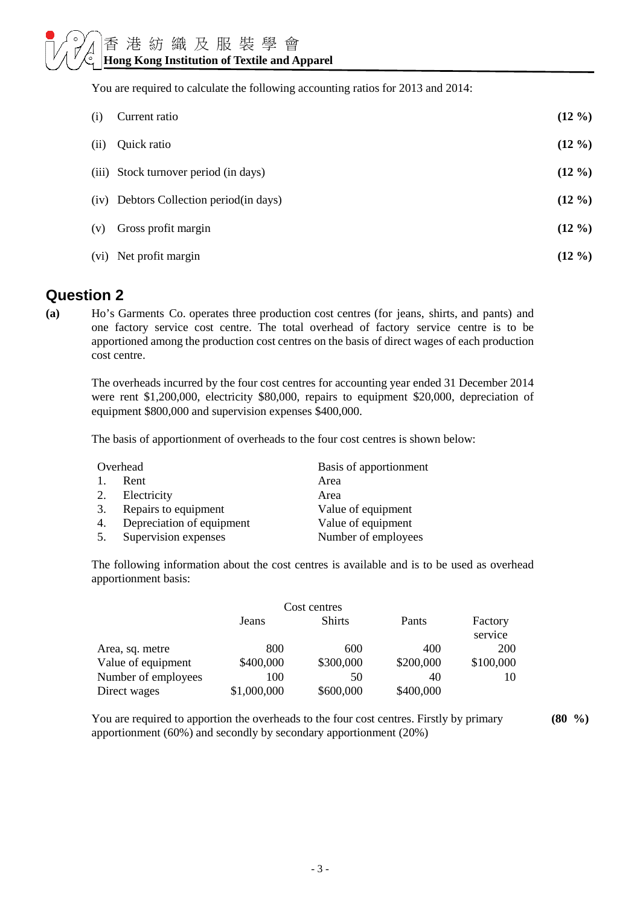You are required to calculate the following accounting ratios for 2013 and 2014:

| | | |
|---|---|---|
| (i) | Current ratio | **(12 %)** |
| (ii) | Quick ratio | **(12 %)** |
| (iii) | Stock turnover period (in days) | **(12 %)** |
| (iv) | Debtors Collection period(in days) | **(12 %)** |
| (v) | Gross profit margin | **(12 %)** |
| (vi) | Net profit margin | **(12 %)** |

## Question 2

**(a)** Ho's Garments Co. operates three production cost centres (for jeans, shirts, and pants) and one factory service cost centre. The total overhead of factory service centre is to be apportioned among the production cost centres on the basis of direct wages of each production cost centre.

The overheads incurred by the four cost centres for accounting year ended 31 December 2014 were rent $1,200,000, electricity $80,000, repairs to equipment $20,000, depreciation of equipment $800,000 and supervision expenses $400,000.

The basis of apportionment of overheads to the four cost centres is shown below:

| Overhead | Basis of apportionment |
|---|---|
| 1. Rent | Area |
| 2. Electricity | Area |
| 3. Repairs to equipment | Value of equipment |
| 4. Depreciation of equipment | Value of equipment |
| 5. Supervision expenses | Number of employees |

The following information about the cost centres is available and is to be used as overhead apportionment basis:

| | Cost centres | | | |
|---|---|---|---|---|
| | Jeans | Shirts | Pants | Factory service |
| Area, sq. metre | 800 | 600 | 400 | 200 |
| Value of equipment | $400,000 | $300,000 | $200,000 | $100,000 |
| Number of employees | 100 | 50 | 40 | 10 |
| Direct wages | $1,000,000 | $600,000 | $400,000 | |

You are required to apportion the overheads to the four cost centres. Firstly by primary apportionment (60%) and secondly by secondary apportionment (20%) **(80 %)**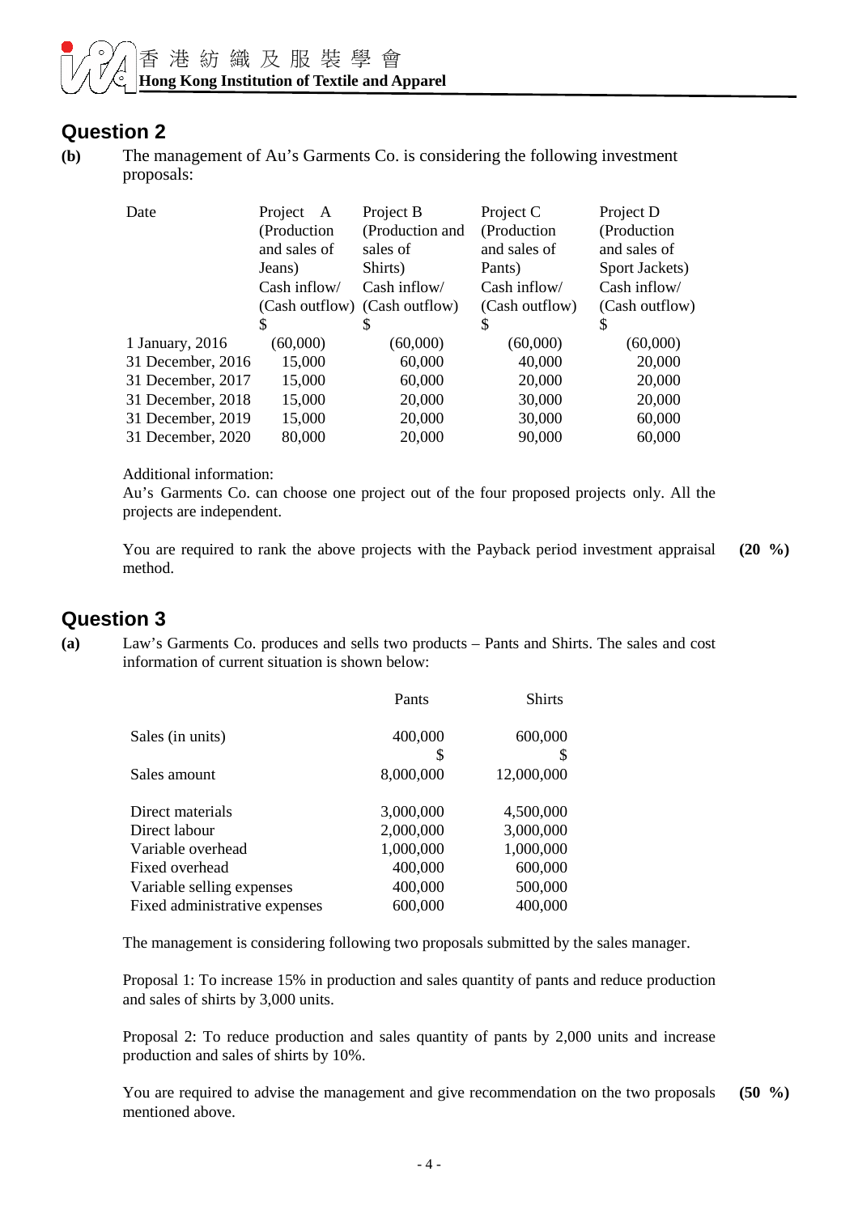## Question 2

**(b)** The management of Au’s Garments Co. is considering the following investment proposals:

| Date | Project A (Production and sales of Jeans) Cash inflow/ (Cash outflow) | Project B (Production and sales of Shirts) Cash inflow/ (Cash outflow) | Project C (Production and sales of Pants) Cash inflow/ (Cash outflow) | Project D (Production and sales of Sport Jackets) Cash inflow/ (Cash outflow) |
|---|---|---|---|---|
| | $ | $ | $ | $ |
| 1 January, 2016 | (60,000) | (60,000) | (60,000) | (60,000) |
| 31 December, 2016 | 15,000 | 60,000 | 40,000 | 20,000 |
| 31 December, 2017 | 15,000 | 60,000 | 20,000 | 20,000 |
| 31 December, 2018 | 15,000 | 20,000 | 30,000 | 20,000 |
| 31 December, 2019 | 15,000 | 20,000 | 30,000 | 60,000 |
| 31 December, 2020 | 80,000 | 20,000 | 90,000 | 60,000 |

Additional information:
Au’s Garments Co. can choose one project out of the four proposed projects only. All the projects are independent.

You are required to rank the above projects with the Payback period investment appraisal method. **(20 %)**

## Question 3

**(a)** Law’s Garments Co. produces and sells two products – Pants and Shirts. The sales and cost information of current situation is shown below:

| | Pants | Shirts |
|---|---|---|
| Sales (in units) | 400,000 | 600,000 |
| | $ | $ |
| Sales amount | 8,000,000 | 12,000,000 |
| | | |
| Direct materials | 3,000,000 | 4,500,000 |
| Direct labour | 2,000,000 | 3,000,000 |
| Variable overhead | 1,000,000 | 1,000,000 |
| Fixed overhead | 400,000 | 600,000 |
| Variable selling expenses | 400,000 | 500,000 |
| Fixed administrative expenses | 600,000 | 400,000 |

The management is considering following two proposals submitted by the sales manager.

Proposal 1: To increase 15% in production and sales quantity of pants and reduce production and sales of shirts by 3,000 units.

Proposal 2: To reduce production and sales quantity of pants by 2,000 units and increase production and sales of shirts by 10%.

You are required to advise the management and give recommendation on the two proposals mentioned above. **(50 %)**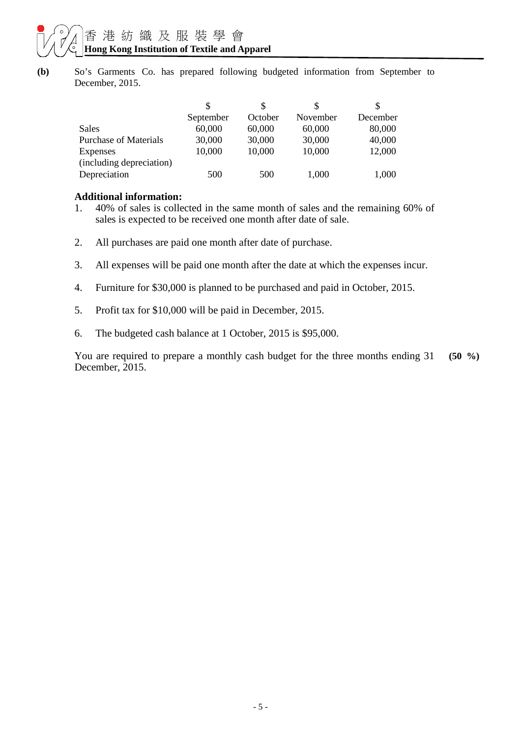**(b)** So's Garments Co. has prepared following budgeted information from September to December, 2015.

| | $ September | $ October | $ November | $ December |
|---|---|---|---|---|
| Sales | 60,000 | 60,000 | 60,000 | 80,000 |
| Purchase of Materials | 30,000 | 30,000 | 30,000 | 40,000 |
| Expenses (including depreciation) | 10,000 | 10,000 | 10,000 | 12,000 |
| Depreciation | 500 | 500 | 1,000 | 1,000 |

**Additional information:**

1. 40% of sales is collected in the same month of sales and the remaining 60% of sales is expected to be received one month after date of sale.
2. All purchases are paid one month after date of purchase.
3. All expenses will be paid one month after the date at which the expenses incur.
4. Furniture for $30,000 is planned to be purchased and paid in October, 2015.
5. Profit tax for $10,000 will be paid in December, 2015.
6. The budgeted cash balance at 1 October, 2015 is $95,000.

You are required to prepare a monthly cash budget for the three months ending 31 December, 2015. **(50 %)**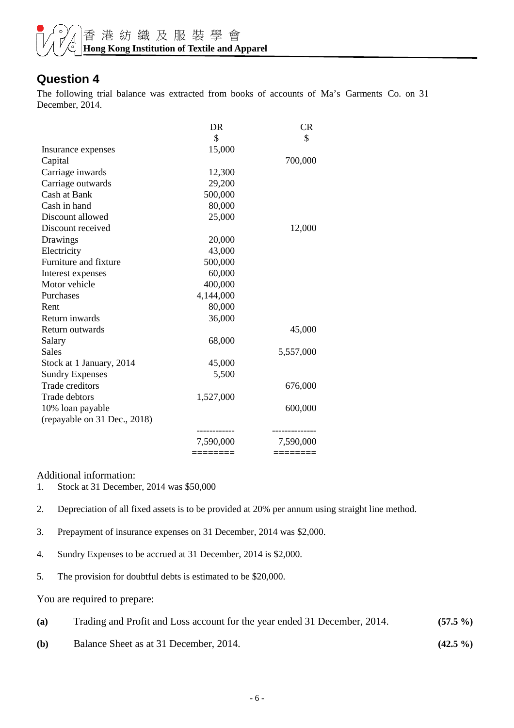## Question 4

The following trial balance was extracted from books of accounts of Ma's Garments Co. on 31 December, 2014.

| | DR | CR |
|---|---|---|
| | $ | $ |
| Insurance expenses | 15,000 | |
| Capital | | 700,000 |
| Carriage inwards | 12,300 | |
| Carriage outwards | 29,200 | |
| Cash at Bank | 500,000 | |
| Cash in hand | 80,000 | |
| Discount allowed | 25,000 | |
| Discount received | | 12,000 |
| Drawings | 20,000 | |
| Electricity | 43,000 | |
| Furniture and fixture | 500,000 | |
| Interest expenses | 60,000 | |
| Motor vehicle | 400,000 | |
| Purchases | 4,144,000 | |
| Rent | 80,000 | |
| Return inwards | 36,000 | |
| Return outwards | | 45,000 |
| Salary | 68,000 | |
| Sales | | 5,557,000 |
| Stock at 1 January, 2014 | 45,000 | |
| Sundry Expenses | 5,500 | |
| Trade creditors | | 676,000 |
| Trade debtors | 1,527,000 | |
| 10% loan payable (repayable on 31 Dec., 2018) | | 600,000 |
| | 7,590,000 | 7,590,000 |

Additional information:

1. Stock at 31 December, 2014 was $50,000
2. Depreciation of all fixed assets is to be provided at 20% per annum using straight line method.
3. Prepayment of insurance expenses on 31 December, 2014 was $2,000.
4. Sundry Expenses to be accrued at 31 December, 2014 is $2,000.
5. The provision for doubtful debts is estimated to be $20,000.

You are required to prepare:

**(a)** Trading and Profit and Loss account for the year ended 31 December, 2014. **(57.5 %)**

**(b)** Balance Sheet as at 31 December, 2014. **(42.5 %)**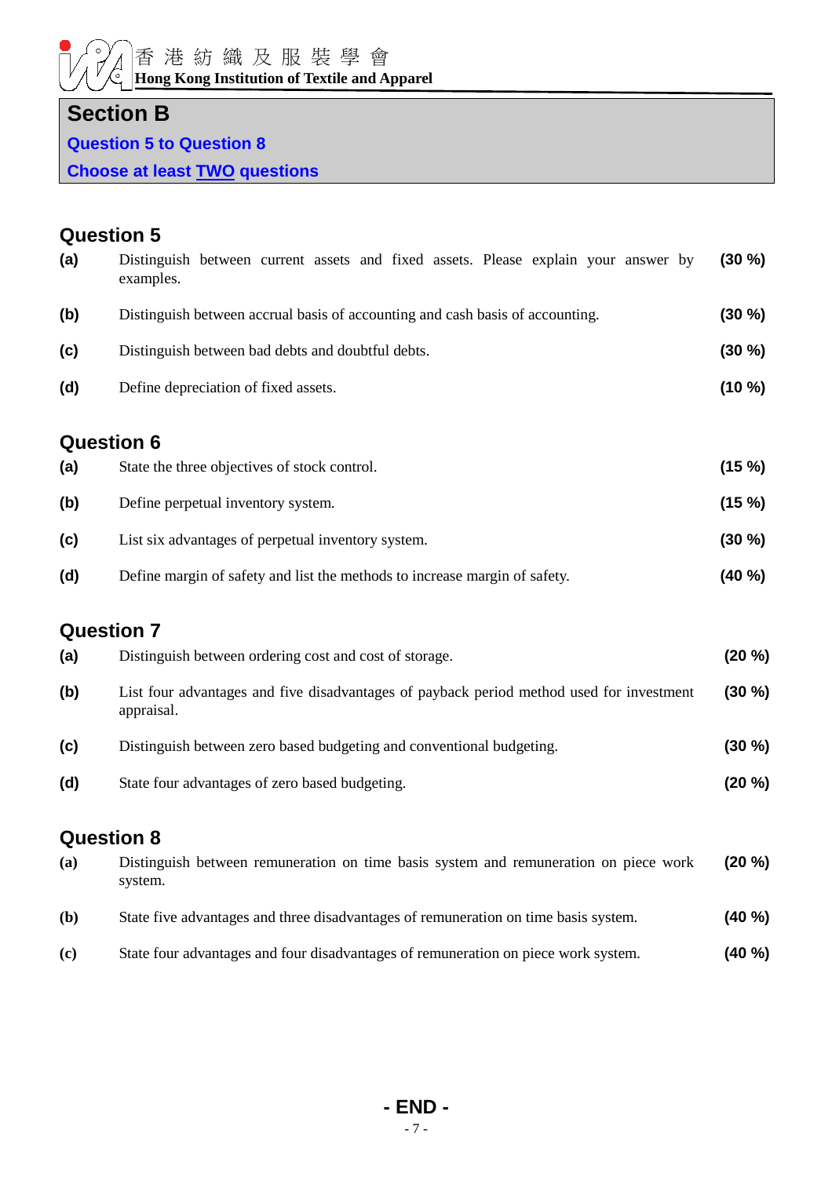## Section B

**Question 5 to Question 8**

**Choose at least TWO questions**

### Question 5

**(a)** Distinguish between current assets and fixed assets. Please explain your answer by examples. **(30 %)**

**(b)** Distinguish between accrual basis of accounting and cash basis of accounting. **(30 %)**

**(c)** Distinguish between bad debts and doubtful debts. **(30 %)**

**(d)** Define depreciation of fixed assets. **(10 %)**

### Question 6

**(a)** State the three objectives of stock control. **(15 %)**

**(b)** Define perpetual inventory system. **(15 %)**

**(c)** List six advantages of perpetual inventory system. **(30 %)**

**(d)** Define margin of safety and list the methods to increase margin of safety. **(40 %)**

### Question 7

**(a)** Distinguish between ordering cost and cost of storage. **(20 %)**

**(b)** List four advantages and five disadvantages of payback period method used for investment appraisal. **(30 %)**

**(c)** Distinguish between zero based budgeting and conventional budgeting. **(30 %)**

**(d)** State four advantages of zero based budgeting. **(20 %)**

### Question 8

**(a)** Distinguish between remuneration on time basis system and remuneration on piece work system. **(20 %)**

**(b)** State five advantages and three disadvantages of remuneration on time basis system. **(40 %)**

**(c)** State four advantages and four disadvantages of remuneration on piece work system. **(40 %)**

**- END -**